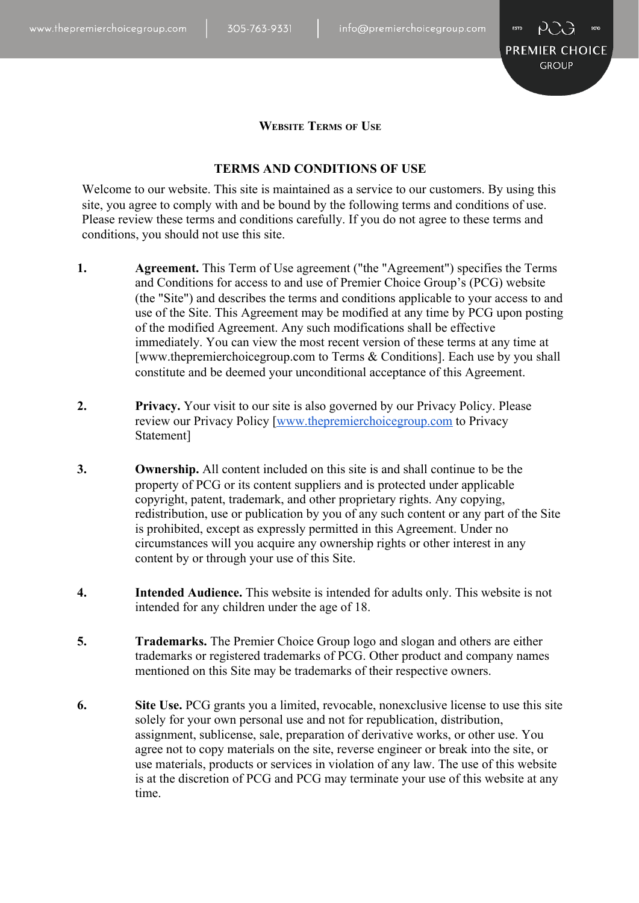# Website Terms of Use

## TERMS AND CONDITIONS OF USE

Welcome to our website. This site is maintained as a service to our customers. By using this site, you agree to comply with and be bound by the following terms and conditions of use. Please review these terms and conditions carefully. If you do not agree to these terms and conditions, you should not use this site.

1. **Agreement.** This Term of Use agreement ("the "Agreement") specifies the Terms and Conditions for access to and use of Premier Choice Group's (PCG) website (the "Site") and describes the terms and conditions applicable to your access to and use of the Site. This Agreement may be modified at any time by PCG upon posting of the modified Agreement. Any such modifications shall be effective immediately. You can view the most recent version of these terms at any time at [www.thepremierchoicegroup.com to Terms & Conditions]. Each use by you shall constitute and be deemed your unconditional acceptance of this Agreement.

2. **Privacy.** Your visit to our site is also governed by our Privacy Policy. Please review our Privacy Policy [www.thepremierchoicegroup.com to Privacy Statement]

3. **Ownership.** All content included on this site is and shall continue to be the property of PCG or its content suppliers and is protected under applicable copyright, patent, trademark, and other proprietary rights. Any copying, redistribution, use or publication by you of any such content or any part of the Site is prohibited, except as expressly permitted in this Agreement. Under no circumstances will you acquire any ownership rights or other interest in any content by or through your use of this Site.

4. **Intended Audience.** This website is intended for adults only. This website is not intended for any children under the age of 18.

5. **Trademarks.** The Premier Choice Group logo and slogan and others are either trademarks or registered trademarks of PCG. Other product and company names mentioned on this Site may be trademarks of their respective owners.

6. **Site Use.** PCG grants you a limited, revocable, nonexclusive license to use this site solely for your own personal use and not for republication, distribution, assignment, sublicense, sale, preparation of derivative works, or other use. You agree not to copy materials on the site, reverse engineer or break into the site, or use materials, products or services in violation of any law. The use of this website is at the discretion of PCG and PCG may terminate your use of this website at any time.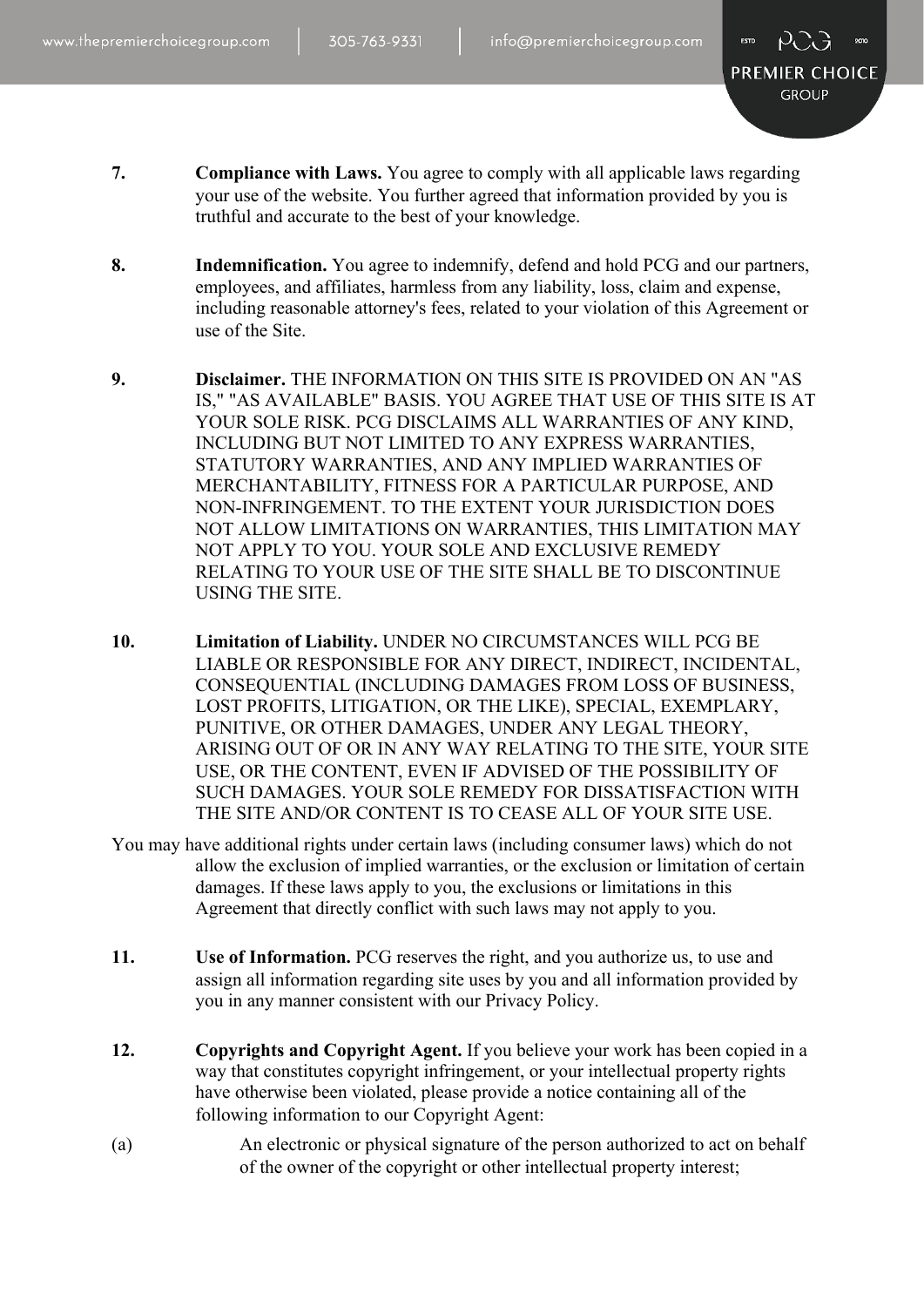**7.** **Compliance with Laws.** You agree to comply with all applicable laws regarding your use of the website. You further agreed that information provided by you is truthful and accurate to the best of your knowledge.

**8.** **Indemnification.** You agree to indemnify, defend and hold PCG and our partners, employees, and affiliates, harmless from any liability, loss, claim and expense, including reasonable attorney's fees, related to your violation of this Agreement or use of the Site.

**9.** **Disclaimer.** THE INFORMATION ON THIS SITE IS PROVIDED ON AN "AS IS," "AS AVAILABLE" BASIS. YOU AGREE THAT USE OF THIS SITE IS AT YOUR SOLE RISK. PCG DISCLAIMS ALL WARRANTIES OF ANY KIND, INCLUDING BUT NOT LIMITED TO ANY EXPRESS WARRANTIES, STATUTORY WARRANTIES, AND ANY IMPLIED WARRANTIES OF MERCHANTABILITY, FITNESS FOR A PARTICULAR PURPOSE, AND NON-INFRINGEMENT. TO THE EXTENT YOUR JURISDICTION DOES NOT ALLOW LIMITATIONS ON WARRANTIES, THIS LIMITATION MAY NOT APPLY TO YOU. YOUR SOLE AND EXCLUSIVE REMEDY RELATING TO YOUR USE OF THE SITE SHALL BE TO DISCONTINUE USING THE SITE.

**10.** **Limitation of Liability.** UNDER NO CIRCUMSTANCES WILL PCG BE LIABLE OR RESPONSIBLE FOR ANY DIRECT, INDIRECT, INCIDENTAL, CONSEQUENTIAL (INCLUDING DAMAGES FROM LOSS OF BUSINESS, LOST PROFITS, LITIGATION, OR THE LIKE), SPECIAL, EXEMPLARY, PUNITIVE, OR OTHER DAMAGES, UNDER ANY LEGAL THEORY, ARISING OUT OF OR IN ANY WAY RELATING TO THE SITE, YOUR SITE USE, OR THE CONTENT, EVEN IF ADVISED OF THE POSSIBILITY OF SUCH DAMAGES. YOUR SOLE REMEDY FOR DISSATISFACTION WITH THE SITE AND/OR CONTENT IS TO CEASE ALL OF YOUR SITE USE.

You may have additional rights under certain laws (including consumer laws) which do not allow the exclusion of implied warranties, or the exclusion or limitation of certain damages. If these laws apply to you, the exclusions or limitations in this Agreement that directly conflict with such laws may not apply to you.

**11.** **Use of Information.** PCG reserves the right, and you authorize us, to use and assign all information regarding site uses by you and all information provided by you in any manner consistent with our Privacy Policy.

**12.** **Copyrights and Copyright Agent.** If you believe your work has been copied in a way that constitutes copyright infringement, or your intellectual property rights have otherwise been violated, please provide a notice containing all of the following information to our Copyright Agent:

(a) An electronic or physical signature of the person authorized to act on behalf of the owner of the copyright or other intellectual property interest;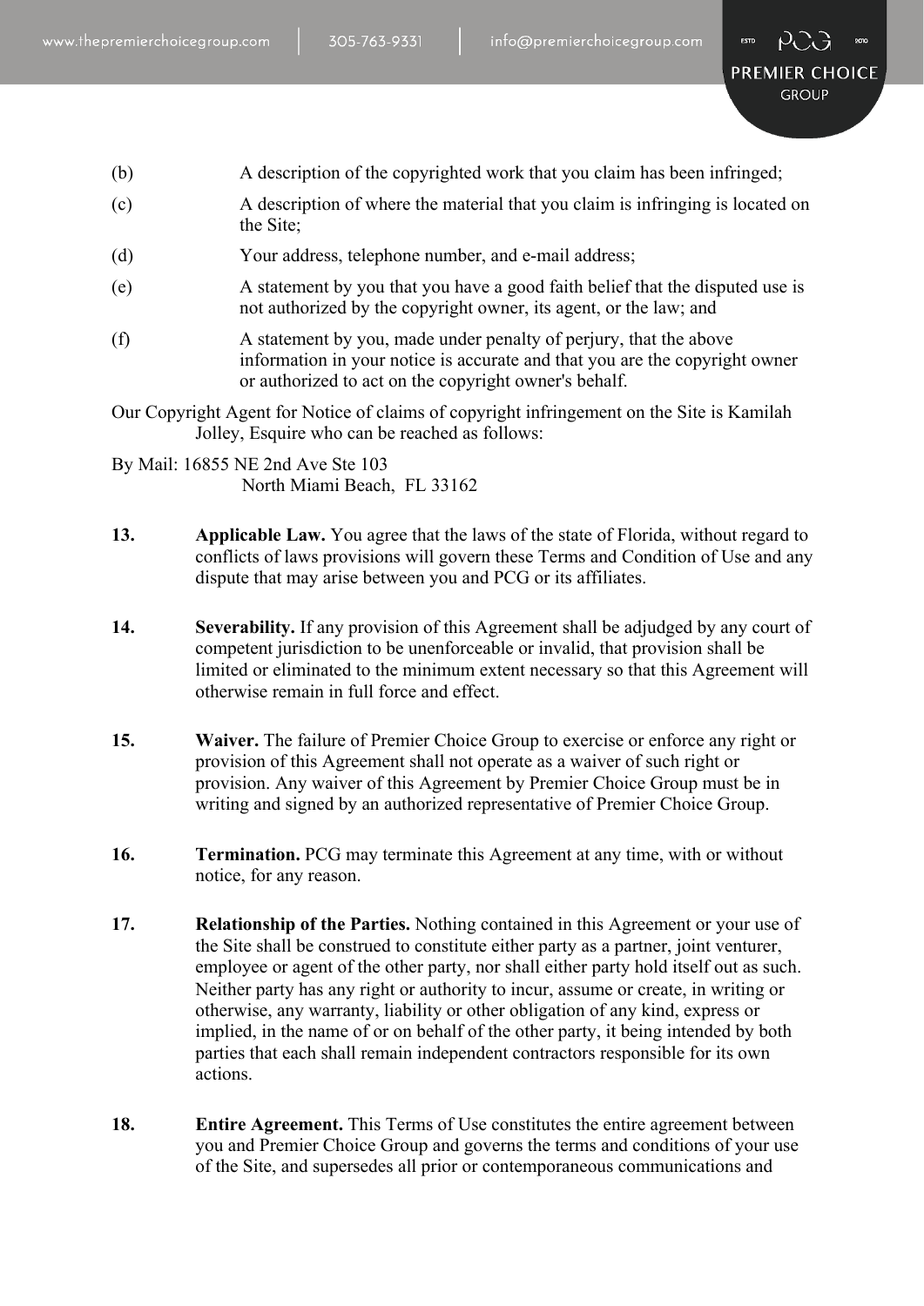(b) A description of the copyrighted work that you claim has been infringed;

(c) A description of where the material that you claim is infringing is located on the Site;

(d) Your address, telephone number, and e-mail address;

(e) A statement by you that you have a good faith belief that the disputed use is not authorized by the copyright owner, its agent, or the law; and

(f) A statement by you, made under penalty of perjury, that the above information in your notice is accurate and that you are the copyright owner or authorized to act on the copyright owner's behalf.

Our Copyright Agent for Notice of claims of copyright infringement on the Site is Kamilah Jolley, Esquire who can be reached as follows:

By Mail: 16855 NE 2nd Ave Ste 103
North Miami Beach, FL 33162

**13. Applicable Law.** You agree that the laws of the state of Florida, without regard to conflicts of laws provisions will govern these Terms and Condition of Use and any dispute that may arise between you and PCG or its affiliates.

**14. Severability.** If any provision of this Agreement shall be adjudged by any court of competent jurisdiction to be unenforceable or invalid, that provision shall be limited or eliminated to the minimum extent necessary so that this Agreement will otherwise remain in full force and effect.

**15. Waiver.** The failure of Premier Choice Group to exercise or enforce any right or provision of this Agreement shall not operate as a waiver of such right or provision. Any waiver of this Agreement by Premier Choice Group must be in writing and signed by an authorized representative of Premier Choice Group.

**16. Termination.** PCG may terminate this Agreement at any time, with or without notice, for any reason.

**17. Relationship of the Parties.** Nothing contained in this Agreement or your use of the Site shall be construed to constitute either party as a partner, joint venturer, employee or agent of the other party, nor shall either party hold itself out as such. Neither party has any right or authority to incur, assume or create, in writing or otherwise, any warranty, liability or other obligation of any kind, express or implied, in the name of or on behalf of the other party, it being intended by both parties that each shall remain independent contractors responsible for its own actions.

**18. Entire Agreement.** This Terms of Use constitutes the entire agreement between you and Premier Choice Group and governs the terms and conditions of your use of the Site, and supersedes all prior or contemporaneous communications and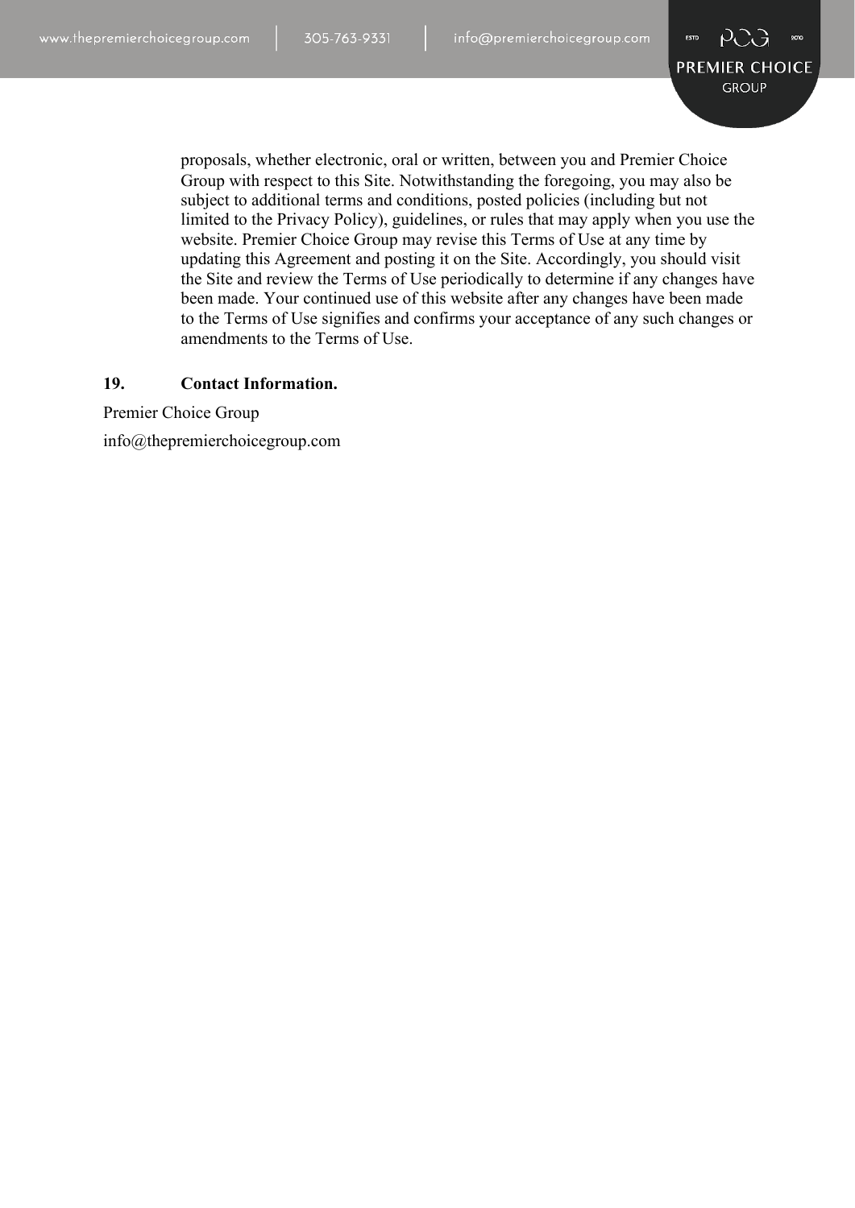proposals, whether electronic, oral or written, between you and Premier Choice Group with respect to this Site. Notwithstanding the foregoing, you may also be subject to additional terms and conditions, posted policies (including but not limited to the Privacy Policy), guidelines, or rules that may apply when you use the website. Premier Choice Group may revise this Terms of Use at any time by updating this Agreement and posting it on the Site. Accordingly, you should visit the Site and review the Terms of Use periodically to determine if any changes have been made. Your continued use of this website after any changes have been made to the Terms of Use signifies and confirms your acceptance of any such changes or amendments to the Terms of Use.

**19. Contact Information.**

Premier Choice Group

info@thepremierchoicegroup.com